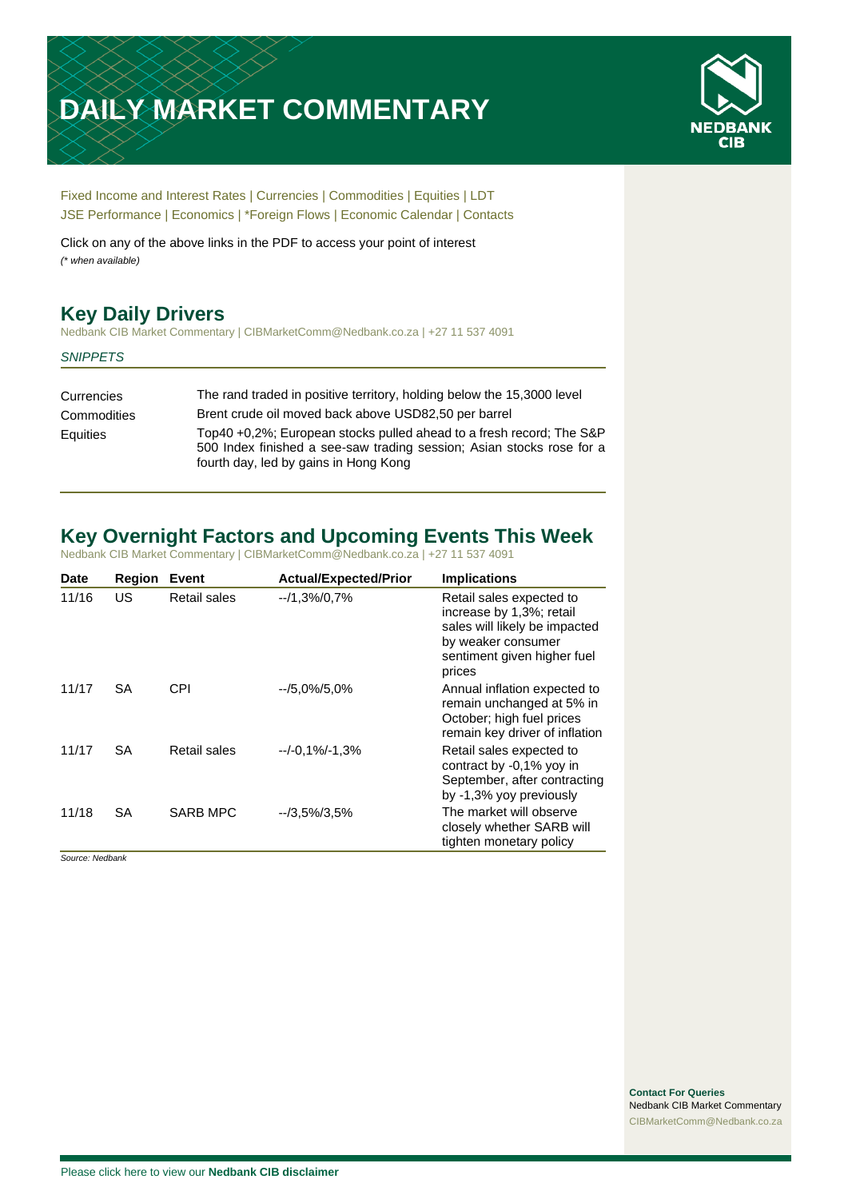# DAILY MARKET COMMENTARY

NEDBANK CIB

Fixed Income and Interest Rates | Currencies | Commodities | Equities | LDT
JSE Performance | Economics | *Foreign Flows | Economic Calendar | Contacts

Click on any of the above links in the PDF to access your point of interest
*(* when available)*

## Key Daily Drivers

Nedbank CIB Market Commentary | CIBMarketComm@Nedbank.co.za | +27 11 537 4091

*SNIPPETS*

| | |
|---|---|
| Currencies | The rand traded in positive territory, holding below the 15,3000 level |
| Commodities | Brent crude oil moved back above USD82,50 per barrel |
| Equities | Top40 +0,2%; European stocks pulled ahead to a fresh record; The S&P 500 Index finished a see-saw trading session; Asian stocks rose for a fourth day, led by gains in Hong Kong |

## Key Overnight Factors and Upcoming Events This Week

Nedbank CIB Market Commentary | CIBMarketComm@Nedbank.co.za | +27 11 537 4091

| Date | Region | Event | Actual/Expected/Prior | Implications |
|---|---|---|---|---|
| 11/16 | US | Retail sales | --/1,3%/0,7% | Retail sales expected to increase by 1,3%; retail sales will likely be impacted by weaker consumer sentiment given higher fuel prices |
| 11/17 | SA | CPI | --/5,0%/5,0% | Annual inflation expected to remain unchanged at 5% in October; high fuel prices remain key driver of inflation |
| 11/17 | SA | Retail sales | --/-0,1%/-1,3% | Retail sales expected to contract by -0,1% yoy in September, after contracting by -1,3% yoy previously |
| 11/18 | SA | SARB MPC | --/3,5%/3,5% | The market will observe closely whether SARB will tighten monetary policy |

*Source: Nedbank*

**Contact For Queries**
Nedbank CIB Market Commentary
CIBMarketComm@Nedbank.co.za

Please click here to view our **Nedbank CIB disclaimer**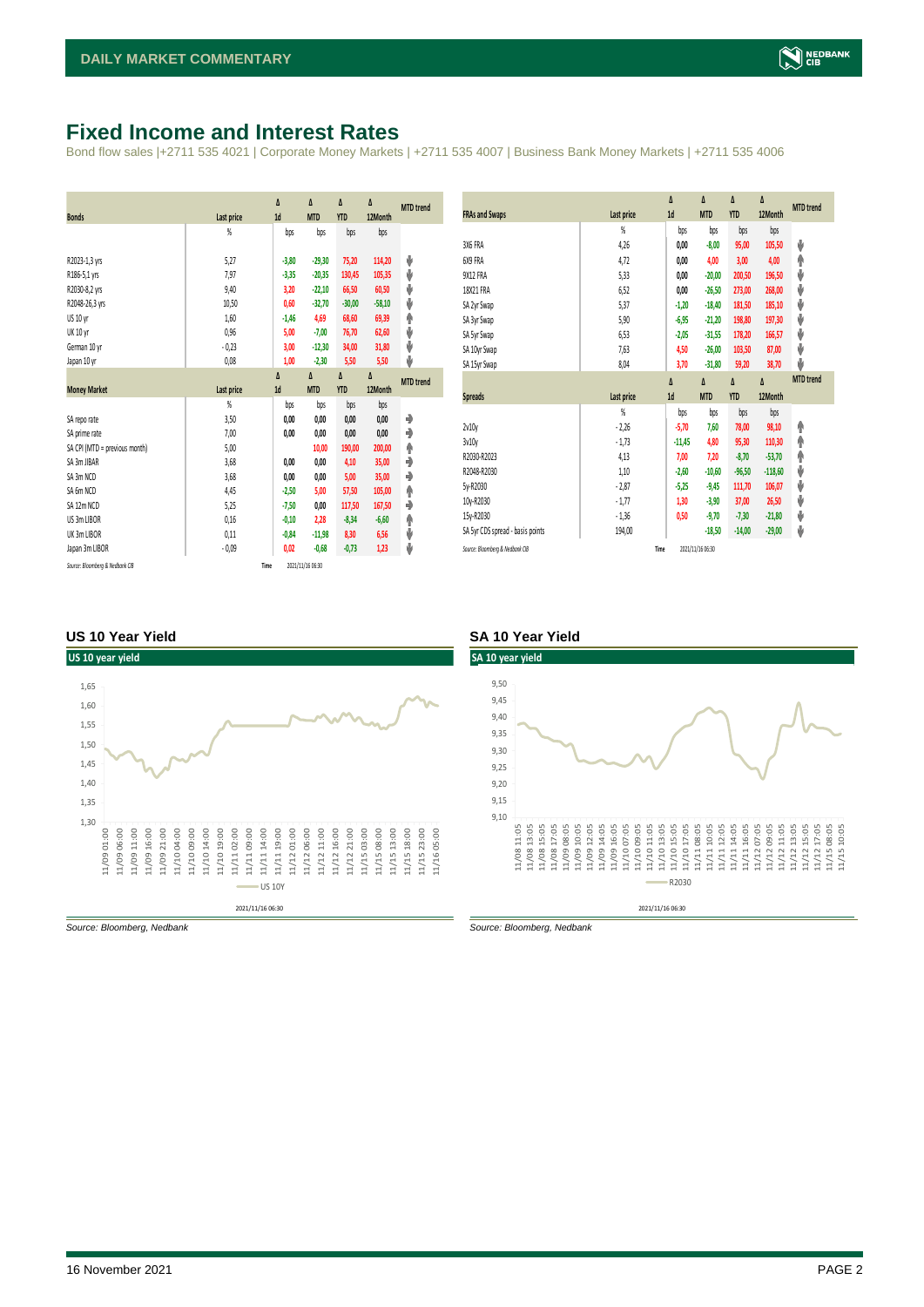# Fixed Income and Interest Rates

Bond flow sales |+2711 535 4021 | Corporate Money Markets | +2711 535 4007 | Business Bank Money Markets | +2711 535 4006

| Bonds | Last price | Δ 1d | Δ MTD | Δ YTD | Δ 12Month | MTD trend |
|---|---|---|---|---|---|---|
| | % | bps | bps | bps | bps | |
| R2023-1,3 yrs | 5,27 | -3,80 | -29,30 | 75,20 | 114,20 | ⬇ |
| R186-5,1 yrs | 7,97 | -3,35 | -20,35 | 130,45 | 105,35 | ⬇ |
| R2030-8,2 yrs | 9,40 | 3,20 | -22,10 | 66,50 | 60,50 | ⬇ |
| R2048-26,3 yrs | 10,50 | 0,60 | -32,70 | -30,00 | -58,10 | ⬇ |
| US 10 yr | 1,60 | -1,46 | 4,69 | 68,60 | 69,39 | ⬆ |
| UK 10 yr | 0,96 | 5,00 | -7,00 | 76,70 | 62,60 | ⬇ |
| German 10 yr | -0,23 | 3,00 | -12,30 | 34,00 | 31,80 | ⬇ |
| Japan 10 yr | 0,08 | 1,00 | -2,30 | 5,50 | 5,50 | ⬇ |

| Money Market | Last price | Δ 1d | Δ MTD | Δ YTD | Δ 12Month | MTD trend |
|---|---|---|---|---|---|---|
| | % | bps | bps | bps | bps | |
| SA repo rate | 3,50 | 0,00 | 0,00 | 0,00 | 0,00 | ➡ |
| SA prime rate | 7,00 | 0,00 | 0,00 | 0,00 | 0,00 | ➡ |
| SA CPI (MTD = previous month) | 5,00 | | 10,00 | 190,00 | 200,00 | ⬆ |
| SA 3m JIBAR | 3,68 | 0,00 | 0,00 | 4,10 | 35,00 | ➡ |
| SA 3m NCD | 3,68 | 0,00 | 0,00 | 5,00 | 35,00 | ➡ |
| SA 6m NCD | 4,45 | -2,50 | 5,00 | 57,50 | 105,00 | ⬆ |
| SA 12m NCD | 5,25 | -7,50 | 0,00 | 117,50 | 167,50 | ➡ |
| US 3m LIBOR | 0,16 | -0,10 | 2,28 | -8,34 | -6,60 | ⬆ |
| UK 3m LIBOR | 0,11 | -0,84 | -11,98 | 8,30 | 6,56 | ⬇ |
| Japan 3m LIBOR | -0,09 | 0,02 | -0,68 | -0,73 | 1,23 | ⬇ |

*Source: Bloomberg & Nedbank CIB* Time 2021/11/16 06:30

| FRAs and Swaps | Last price | Δ 1d | Δ MTD | Δ YTD | Δ 12Month | MTD trend |
|---|---|---|---|---|---|---|
| | % | bps | bps | bps | bps | |
| 3X6 FRA | 4,26 | 0,00 | -8,00 | 95,00 | 105,50 | ⬇ |
| 6X9 FRA | 4,72 | 0,00 | 4,00 | 3,00 | 4,00 | ⬆ |
| 9X12 FRA | 5,33 | 0,00 | -20,00 | 200,50 | 196,50 | ⬇ |
| 18X21 FRA | 6,52 | 0,00 | -26,50 | 273,00 | 268,00 | ⬇ |
| SA 2yr Swap | 5,37 | -1,20 | -18,40 | 181,50 | 185,10 | ⬇ |
| SA 3yr Swap | 5,90 | -6,95 | -21,20 | 198,80 | 197,30 | ⬇ |
| SA 5yr Swap | 6,53 | -2,05 | -31,55 | 178,20 | 166,57 | ⬇ |
| SA 10yr Swap | 7,63 | 4,50 | -26,00 | 103,50 | 87,00 | ⬇ |
| SA 15yr Swap | 8,04 | 3,70 | -31,80 | 59,20 | 38,70 | ⬇ |

| Spreads | Last price | Δ 1d | Δ MTD | Δ YTD | Δ 12Month | MTD trend |
|---|---|---|---|---|---|---|
| | % | bps | bps | bps | bps | |
| 2v10y | -2,26 | -5,70 | 7,60 | 78,00 | 98,10 | ⬆ |
| 3v10y | -1,73 | -11,45 | 4,80 | 95,30 | 110,30 | ⬆ |
| R2030-R2023 | 4,13 | 7,00 | 7,20 | -8,70 | -53,70 | ⬆ |
| R2048-R2030 | 1,10 | -2,60 | -10,60 | -96,50 | -118,60 | ⬇ |
| 5y-R2030 | -2,87 | -5,25 | -9,45 | 111,70 | 106,07 | ⬇ |
| 10y-R2030 | -1,77 | 1,30 | -3,90 | 37,00 | 26,50 | ⬇ |
| 15y-R2030 | -1,36 | 0,50 | -9,70 | -7,30 | -21,80 | ⬇ |
| SA 5yr CDS spread - basis points | 194,00 | | -18,50 | -14,00 | -29,00 | ⬇ |

*Source: Bloomberg & Nedbank CIB* Time 2021/11/16 06:30

## US 10 Year Yield

*Source: Bloomberg, Nedbank*

## SA 10 Year Yield

*Source: Bloomberg, Nedbank*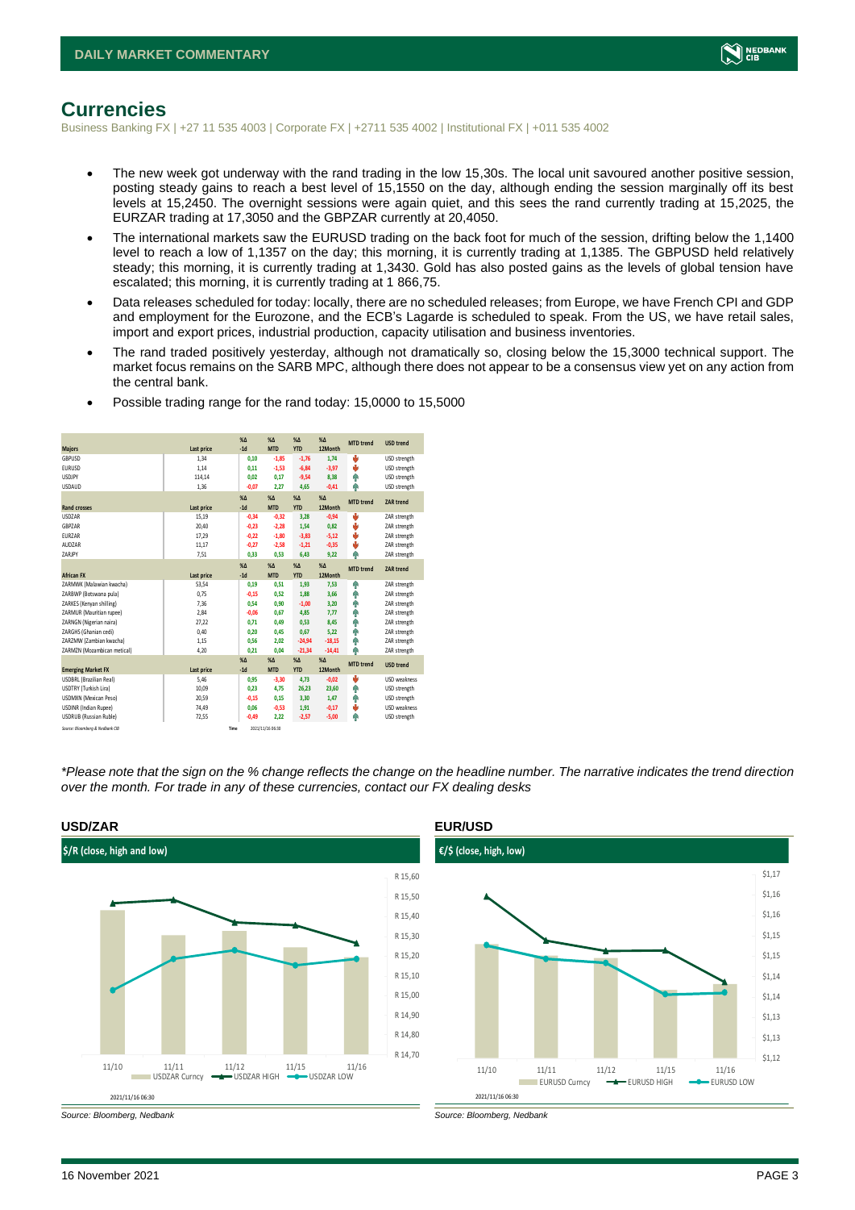# Currencies

Business Banking FX | +27 11 535 4003 | Corporate FX | +2711 535 4002 | Institutional FX | +011 535 4002

- The new week got underway with the rand trading in the low 15,30s. The local unit savoured another positive session, posting steady gains to reach a best level of 15,1550 on the day, although ending the session marginally off its best levels at 15,2450. The overnight sessions were again quiet, and this sees the rand currently trading at 15,2025, the EURZAR trading at 17,3050 and the GBPZAR currently at 20,4050.
- The international markets saw the EURUSD trading on the back foot for much of the session, drifting below the 1,1400 level to reach a low of 1,1357 on the day; this morning, it is currently trading at 1,1385. The GBPUSD held relatively steady; this morning, it is currently trading at 1,3430. Gold has also posted gains as the levels of global tension have escalated; this morning, it is currently trading at 1 866,75.
- Data releases scheduled for today: locally, there are no scheduled releases; from Europe, we have French CPI and GDP and employment for the Eurozone, and the ECB's Lagarde is scheduled to speak. From the US, we have retail sales, import and export prices, industrial production, capacity utilisation and business inventories.
- The rand traded positively yesterday, although not dramatically so, closing below the 15,3000 technical support. The market focus remains on the SARB MPC, although there does not appear to be a consensus view yet on any action from the central bank.
- Possible trading range for the rand today: 15,0000 to 15,5000

| Majors | Last price | %Δ -1d | %Δ MTD | %Δ YTD | %Δ 12Month | MTD trend | USD trend |
|---|---|---|---|---|---|---|---|
| GBPUSD | 1,34 | 0,10 | -1,85 | -1,76 | 1,74 | ↓ | USD strength |
| EURUSD | 1,14 | 0,11 | -1,53 | -6,84 | -3,97 | ↓ | USD strength |
| USDJPY | 114,14 | 0,02 | 0,17 | -9,54 | 8,38 | ↑ | USD strength |
| USDAUD | 1,36 | -0,07 | 2,27 | 4,65 | -0,41 | ↑ | USD strength |
| **Rand crosses** | **Last price** | **%Δ -1d** | **%Δ MTD** | **%Δ YTD** | **%Δ 12Month** | **MTD trend** | **ZAR trend** |
| USDZAR | 15,19 | -0,34 | -0,32 | 3,28 | -0,94 | ↓ | ZAR strength |
| GBPZAR | 20,40 | -0,23 | -2,28 | 1,54 | 0,82 | ↓ | ZAR strength |
| EURZAR | 17,29 | -0,22 | -1,80 | -3,83 | -5,12 | ↓ | ZAR strength |
| AUDZAR | 11,17 | -0,27 | -2,58 | -1,21 | -0,35 | ↓ | ZAR strength |
| ZARJPY | 7,51 | 0,33 | 0,53 | 6,43 | 9,22 | ↑ | ZAR strength |
| **African FX** | **Last price** | **%Δ -1d** | **%Δ MTD** | **%Δ YTD** | **%Δ 12Month** | **MTD trend** | **ZAR trend** |
| ZARMWK (Malawian kwacha) | 53,54 | 0,19 | 0,51 | 1,93 | 7,53 | ↑ | ZAR strength |
| ZARBWP (Botswana pula) | 0,75 | -0,15 | 0,52 | 1,88 | 3,66 | ↑ | ZAR strength |
| ZARKES (Kenyan shilling) | 7,36 | 0,54 | 0,90 | -1,00 | 3,20 | ↑ | ZAR strength |
| ZARMUR (Mauritian rupee) | 2,84 | -0,06 | 0,67 | 4,85 | 7,77 | ↑ | ZAR strength |
| ZARNGN (Nigerian naira) | 27,22 | 0,71 | 0,49 | 0,53 | 8,45 | ↑ | ZAR strength |
| ZARGHS (Ghanian cedi) | 0,40 | 0,20 | 0,45 | 0,67 | 5,22 | ↑ | ZAR strength |
| ZARZMW (Zambian kwacha) | 1,15 | 0,56 | 2,02 | -24,94 | -18,15 | ↑ | ZAR strength |
| ZARMZN (Mozambican metical) | 4,20 | 0,21 | 0,04 | -21,34 | -14,41 | ↑ | ZAR strength |
| **Emerging Market FX** | **Last price** | **%Δ -1d** | **%Δ MTD** | **%Δ YTD** | **%Δ 12Month** | **MTD trend** | **USD trend** |
| USDBRL (Brazilian Real) | 5,46 | 0,95 | -3,30 | 4,73 | -0,02 | ↓ | USD weakness |
| USDTRY (Turkish Lira) | 10,09 | 0,23 | 4,75 | 26,23 | 23,60 | ↑ | USD strength |
| USDMXN (Mexican Peso) | 20,59 | -0,15 | 0,15 | 3,30 | 1,47 | ↑ | USD strength |
| USDINR (Indian Rupee) | 74,49 | 0,06 | -0,53 | 1,91 | -0,17 | ↓ | USD weakness |
| USDRUB (Russian Ruble) | 72,55 | -0,49 | 2,22 | -2,57 | -5,00 | ↑ | USD strength |

Source: Bloomberg & Nedbank CIB    Time 2021/11/16 06:30

*\*Please note that the sign on the % change reflects the change on the headline number. The narrative indicates the trend direction over the month. For trade in any of these currencies, contact our FX dealing desks*

### USD/ZAR

$/R (close, high and low)

Source: Bloomberg, Nedbank

### EUR/USD

€/$ (close, high, low)

Source: Bloomberg, Nedbank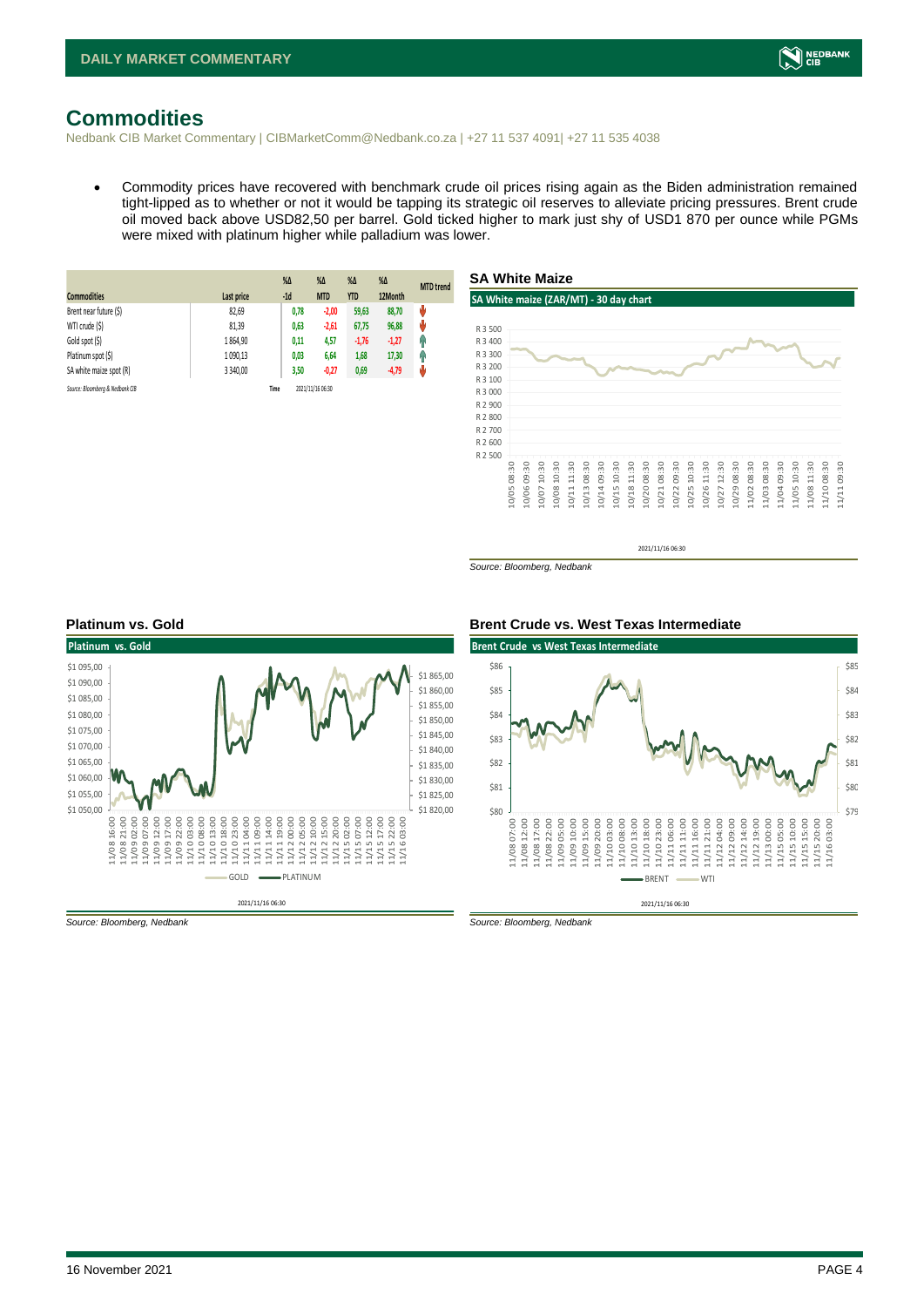# Commodities

Nedbank CIB Market Commentary | CIBMarketComm@Nedbank.co.za | +27 11 537 4091| +27 11 535 4038

- Commodity prices have recovered with benchmark crude oil prices rising again as the Biden administration remained tight-lipped as to whether or not it would be tapping its strategic oil reserves to alleviate pricing pressures. Brent crude oil moved back above USD82,50 per barrel. Gold ticked higher to mark just shy of USD1 870 per ounce while PGMs were mixed with platinum higher while palladium was lower.

| Commodities | Last price | %Δ -1d | %Δ MTD | %Δ YTD | %Δ 12Month | MTD trend |
|---|---|---|---|---|---|---|
| Brent near future ($) | 82,69 | 0,78 | -2,00 | 59,63 | 88,70 | ↓ |
| WTI crude ($) | 81,39 | 0,63 | -2,61 | 67,75 | 96,88 | ↓ |
| Gold spot ($) | 1 864,90 | 0,11 | 4,57 | -1,76 | -1,27 | ↑ |
| Platinum spot ($) | 1 090,13 | 0,03 | 6,64 | 1,68 | 17,30 | ↑ |
| SA white maize spot (R) | 3 340,00 | 3,50 | -0,27 | 0,69 | -4,79 | ↓ |

*Source: Bloomberg & Nedbank CIB* Time 2021/11/16 06:30

## SA White Maize

Source: Bloomberg, Nedbank

## Platinum vs. Gold

Source: Bloomberg, Nedbank

## Brent Crude vs. West Texas Intermediate

Source: Bloomberg, Nedbank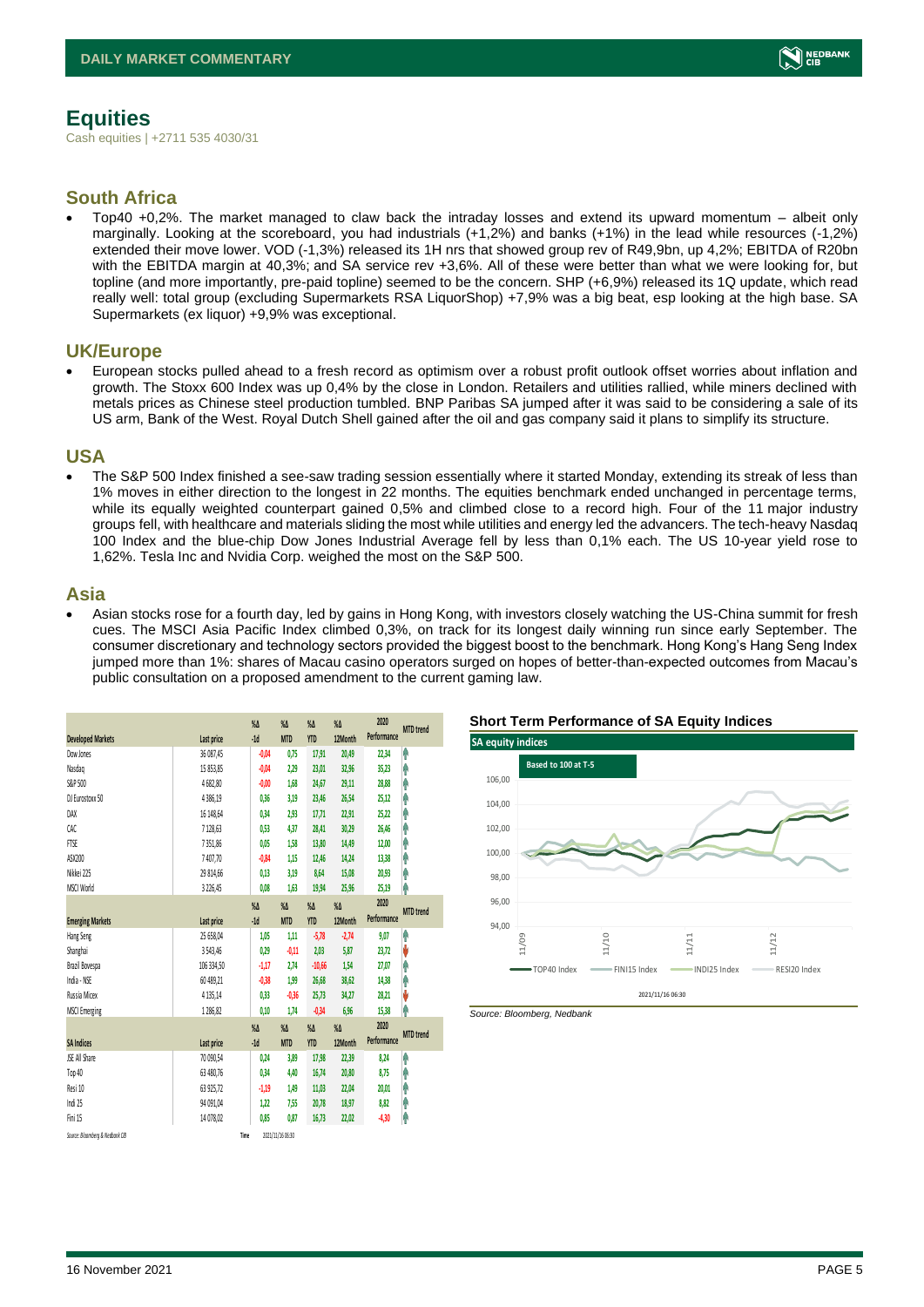# Equities

Cash equities | +2711 535 4030/31

## South Africa

- Top40 +0,2%. The market managed to claw back the intraday losses and extend its upward momentum – albeit only marginally. Looking at the scoreboard, you had industrials (+1,2%) and banks (+1%) in the lead while resources (-1,2%) extended their move lower. VOD (-1,3%) released its 1H nrs that showed group rev of R49,9bn, up 4,2%; EBITDA of R20bn with the EBITDA margin at 40,3%; and SA service rev +3,6%. All of these were better than what we were looking for, but topline (and more importantly, pre-paid topline) seemed to be the concern. SHP (+6,9%) released its 1Q update, which read really well: total group (excluding Supermarkets RSA LiquorShop) +7,9% was a big beat, esp looking at the high base. SA Supermarkets (ex liquor) +9,9% was exceptional.

## UK/Europe

- European stocks pulled ahead to a fresh record as optimism over a robust profit outlook offset worries about inflation and growth. The Stoxx 600 Index was up 0,4% by the close in London. Retailers and utilities rallied, while miners declined with metals prices as Chinese steel production tumbled. BNP Paribas SA jumped after it was said to be considering a sale of its US arm, Bank of the West. Royal Dutch Shell gained after the oil and gas company said it plans to simplify its structure.

## USA

- The S&P 500 Index finished a see-saw trading session essentially where it started Monday, extending its streak of less than 1% moves in either direction to the longest in 22 months. The equities benchmark ended unchanged in percentage terms, while its equally weighted counterpart gained 0,5% and climbed close to a record high. Four of the 11 major industry groups fell, with healthcare and materials sliding the most while utilities and energy led the advancers. The tech-heavy Nasdaq 100 Index and the blue-chip Dow Jones Industrial Average fell by less than 0,1% each. The US 10-year yield rose to 1,62%. Tesla Inc and Nvidia Corp. weighed the most on the S&P 500.

## Asia

- Asian stocks rose for a fourth day, led by gains in Hong Kong, with investors closely watching the US-China summit for fresh cues. The MSCI Asia Pacific Index climbed 0,3%, on track for its longest daily winning run since early September. The consumer discretionary and technology sectors provided the biggest boost to the benchmark. Hong Kong's Hang Seng Index jumped more than 1%: shares of Macau casino operators surged on hopes of better-than-expected outcomes from Macau's public consultation on a proposed amendment to the current gaming law.

| Developed Markets | Last price | %Δ -1d | %Δ MTD | %Δ YTD | %Δ 12Month | 2020 Performance | MTD trend |
|---|---|---|---|---|---|---|---|
| Dow Jones | 36 087,45 | -0,04 | 0,75 | 17,91 | 20,49 | 22,34 | ↑ |
| Nasdaq | 15 853,85 | -0,04 | 2,29 | 23,01 | 32,96 | 35,23 | ↑ |
| S&P 500 | 4 682,80 | -0,00 | 1,68 | 24,67 | 29,11 | 28,88 | ↑ |
| DJ Eurostoxx 50 | 4 386,19 | 0,36 | 3,19 | 23,46 | 26,54 | 25,12 | ↑ |
| DAX | 16 148,64 | 0,34 | 2,93 | 17,71 | 22,91 | 25,22 | ↑ |
| CAC | 7 128,63 | 0,53 | 4,37 | 28,41 | 30,29 | 26,46 | ↑ |
| FTSE | 7 351,86 | 0,05 | 1,58 | 13,80 | 14,49 | 12,00 | ↑ |
| ASX200 | 7 407,70 | -0,84 | 1,15 | 12,46 | 14,24 | 13,38 | ↑ |
| Nikkei 225 | 29 814,66 | 0,13 | 3,19 | 8,64 | 15,08 | 20,93 | ↑ |
| MSCI World | 3 226,45 | 0,08 | 1,63 | 19,94 | 25,96 | 25,19 | ↑ |
| **Emerging Markets** | **Last price** | **%Δ -1d** | **%Δ MTD** | **%Δ YTD** | **%Δ 12Month** | **2020 Performance** | **MTD trend** |
| Hang Seng | 25 658,04 | 1,05 | 1,11 | -5,78 | -2,74 | 9,07 | ↑ |
| Shanghai | 3 543,46 | 0,29 | -0,11 | 2,03 | 5,87 | 23,72 | ↓ |
| Brazil Bovespa | 106 334,50 | -1,17 | 2,74 | -10,66 | 1,54 | 27,07 | ↑ |
| India - NSE | 60 489,21 | -0,38 | 1,99 | 26,68 | 38,62 | 14,38 | ↑ |
| Russia Micex | 4 135,14 | 0,33 | -0,36 | 25,73 | 34,27 | 28,21 | ↓ |
| MSCI Emerging | 1 286,82 | 0,10 | 1,74 | -0,34 | 6,96 | 15,38 | ↑ |
| **SA Indices** | **Last price** | **%Δ -1d** | **%Δ MTD** | **%Δ YTD** | **%Δ 12Month** | **2020 Performance** | **MTD trend** |
| JSE All Share | 70 090,54 | 0,24 | 3,89 | 17,98 | 22,39 | 8,24 | ↑ |
| Top 40 | 63 480,76 | 0,34 | 4,40 | 16,74 | 20,80 | 8,75 | ↑ |
| Resi 10 | 63 925,72 | -1,19 | 1,49 | 11,03 | 22,04 | 20,01 | ↑ |
| Indi 25 | 94 091,04 | 1,22 | 7,55 | 20,78 | 18,97 | 8,82 | ↑ |
| Fini 15 | 14 078,02 | 0,85 | 0,87 | 16,73 | 22,02 | -4,30 | ↑ |

Source: Bloomberg & Nedbank CIB     Time 2021/11/16 06:30

**Short Term Performance of SA Equity Indices**

SA equity indices — Based to 100 at T-5 (TOP40 Index, FINI15 Index, INDI25 Index, RESI20 Index) — 2021/11/16 06:30

Source: Bloomberg, Nedbank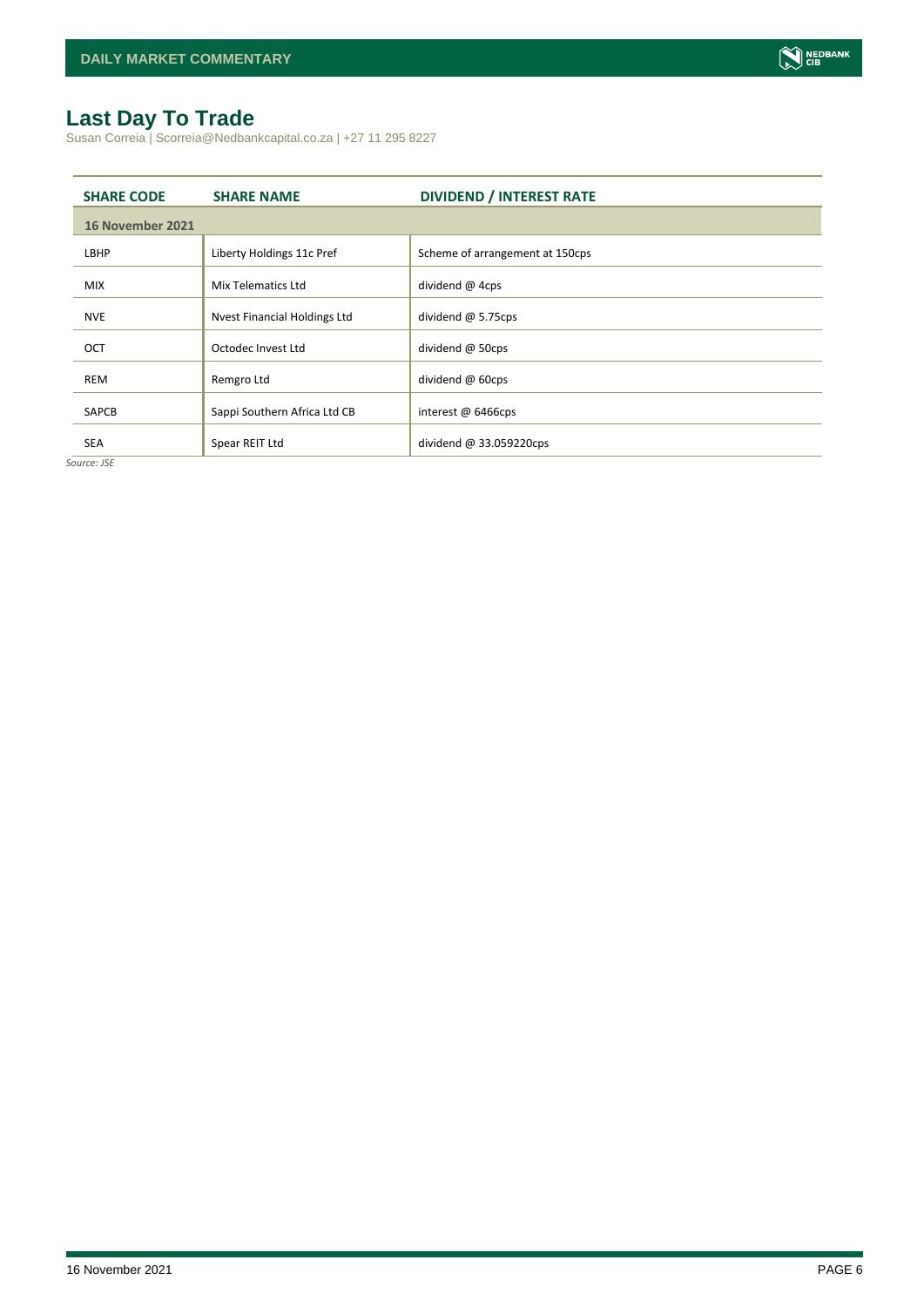## Last Day To Trade

Susan Correia | Scorreia@Nedbankcapital.co.za | +27 11 295 8227

| SHARE CODE | SHARE NAME | DIVIDEND / INTEREST RATE |
|---|---|---|
| **16 November 2021** | | |
| LBHP | Liberty Holdings 11c Pref | Scheme of arrangement at 150cps |
| MIX | Mix Telematics Ltd | dividend @ 4cps |
| NVE | Nvest Financial Holdings Ltd | dividend @ 5.75cps |
| OCT | Octodec Invest Ltd | dividend @ 50cps |
| REM | Remgro Ltd | dividend @ 60cps |
| SAPCB | Sappi Southern Africa Ltd CB | interest @ 6466cps |
| SEA | Spear REIT Ltd | dividend @ 33.059220cps |

*Source: JSE*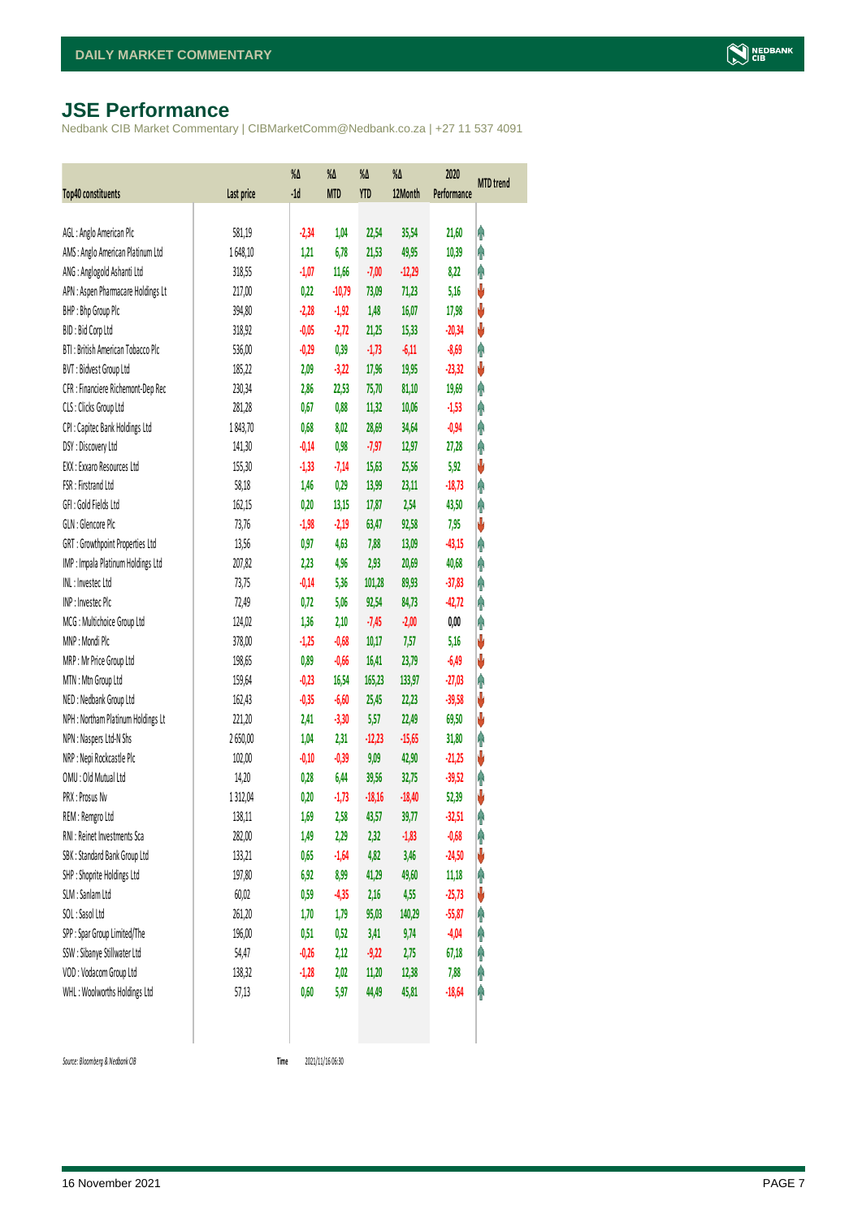# JSE Performance

Nedbank CIB Market Commentary | CIBMarketComm@Nedbank.co.za | +27 11 537 4091

| Top40 constituents | Last price | %Δ -1d | %Δ MTD | %Δ YTD | %Δ 12Month | 2020 Performance | MTD trend |
|---|---|---|---|---|---|---|---|
| AGL : Anglo American Plc | 581,19 | -2,34 | 1,04 | 22,54 | 35,54 | 21,60 | ↑ |
| AMS : Anglo American Platinum Ltd | 1 648,10 | 1,21 | 6,78 | 21,53 | 49,95 | 10,39 | ↑ |
| ANG : Anglogold Ashanti Ltd | 318,55 | -1,07 | 11,66 | -7,00 | -12,29 | 8,22 | ↑ |
| APN : Aspen Pharmacare Holdings Lt | 217,00 | 0,22 | -10,79 | 73,09 | 71,23 | 5,16 | ↓ |
| BHP : Bhp Group Plc | 394,80 | -2,28 | -1,92 | 1,48 | 16,07 | 17,98 | ↓ |
| BID : Bid Corp Ltd | 318,92 | -0,05 | -2,72 | 21,25 | 15,33 | -20,34 | ↓ |
| BTI : British American Tobacco Plc | 536,00 | -0,29 | 0,39 | -1,73 | -6,11 | -8,69 | ↑ |
| BVT : Bidvest Group Ltd | 185,22 | 2,09 | -3,22 | 17,96 | 19,95 | -23,32 | ↓ |
| CFR : Financiere Richemont-Dep Rec | 230,34 | 2,86 | 22,53 | 75,70 | 81,10 | 19,69 | ↑ |
| CLS : Clicks Group Ltd | 281,28 | 0,67 | 0,88 | 11,32 | 10,06 | -1,53 | ↑ |
| CPI : Capitec Bank Holdings Ltd | 1 843,70 | 0,68 | 8,02 | 28,69 | 34,64 | -0,94 | ↑ |
| DSY : Discovery Ltd | 141,30 | -0,14 | 0,98 | -7,97 | 12,97 | 27,28 | ↑ |
| EXX : Exxaro Resources Ltd | 155,30 | -1,33 | -7,14 | 15,63 | 25,56 | 5,92 | ↓ |
| FSR : Firstrand Ltd | 58,18 | 1,46 | 0,29 | 13,99 | 23,11 | -18,73 | ↑ |
| GFI : Gold Fields Ltd | 162,15 | 0,20 | 13,15 | 17,87 | 2,54 | 43,50 | ↑ |
| GLN : Glencore Plc | 73,76 | -1,98 | -2,19 | 63,47 | 92,58 | 7,95 | ↓ |
| GRT : Growthpoint Properties Ltd | 13,56 | 0,97 | 4,63 | 7,88 | 13,09 | -43,15 | ↑ |
| IMP : Impala Platinum Holdings Ltd | 207,82 | 2,23 | 4,96 | 2,93 | 20,69 | 40,68 | ↑ |
| INL : Investec Ltd | 73,75 | -0,14 | 5,36 | 101,28 | 89,93 | -37,83 | ↑ |
| INP : Investec Plc | 72,49 | 0,72 | 5,06 | 92,54 | 84,73 | -42,72 | ↑ |
| MCG : Multichoice Group Ltd | 124,02 | 1,36 | 2,10 | -7,45 | -2,00 | 0,00 | ↑ |
| MNP : Mondi Plc | 378,00 | -1,25 | -0,68 | 10,17 | 7,57 | 5,16 | ↓ |
| MRP : Mr Price Group Ltd | 198,65 | 0,89 | -0,66 | 16,41 | 23,79 | -6,49 | ↓ |
| MTN : Mtn Group Ltd | 159,64 | -0,23 | 16,54 | 165,23 | 133,97 | -27,03 | ↑ |
| NED : Nedbank Group Ltd | 162,43 | -0,35 | -6,60 | 25,45 | 22,23 | -39,58 | ↓ |
| NPH : Northam Platinum Holdings Lt | 221,20 | 2,41 | -3,30 | 5,57 | 22,49 | 69,50 | ↓ |
| NPN : Naspers Ltd-N Shs | 2 650,00 | 1,04 | 2,31 | -12,23 | -15,65 | 31,80 | ↑ |
| NRP : Nepi Rockcastle Plc | 102,00 | -0,10 | -0,39 | 9,09 | 42,90 | -21,25 | ↓ |
| OMU : Old Mutual Ltd | 14,20 | 0,28 | 6,44 | 39,56 | 32,75 | -39,52 | ↑ |
| PRX : Prosus Nv | 1 312,04 | 0,20 | -1,73 | -18,16 | -18,40 | 52,39 | ↓ |
| REM : Remgro Ltd | 138,11 | 1,69 | 2,58 | 43,57 | 39,77 | -32,51 | ↑ |
| RNI : Reinet Investments Sca | 282,00 | 1,49 | 2,29 | 2,32 | -1,83 | -0,68 | ↑ |
| SBK : Standard Bank Group Ltd | 133,21 | 0,65 | -1,64 | 4,82 | 3,46 | -24,50 | ↓ |
| SHP : Shoprite Holdings Ltd | 197,80 | 6,92 | 8,99 | 41,29 | 49,60 | 11,18 | ↑ |
| SLM : Sanlam Ltd | 60,02 | 0,59 | -4,35 | 2,16 | 4,55 | -25,73 | ↓ |
| SOL : Sasol Ltd | 261,20 | 1,70 | 1,79 | 95,03 | 140,29 | -55,87 | ↑ |
| SPP : Spar Group Limited/The | 196,00 | 0,51 | 0,52 | 3,41 | 9,74 | -4,04 | ↑ |
| SSW : Sibanye Stillwater Ltd | 54,47 | -0,26 | 2,12 | -9,22 | 2,75 | 67,18 | ↑ |
| VOD : Vodacom Group Ltd | 138,32 | -1,28 | 2,02 | 11,20 | 12,38 | 7,88 | ↑ |
| WHL : Woolworths Holdings Ltd | 57,13 | 0,60 | 5,97 | 44,49 | 45,81 | -18,64 | ↑ |

Source: Bloomberg & Nedbank CIB    Time 2021/11/16 06:30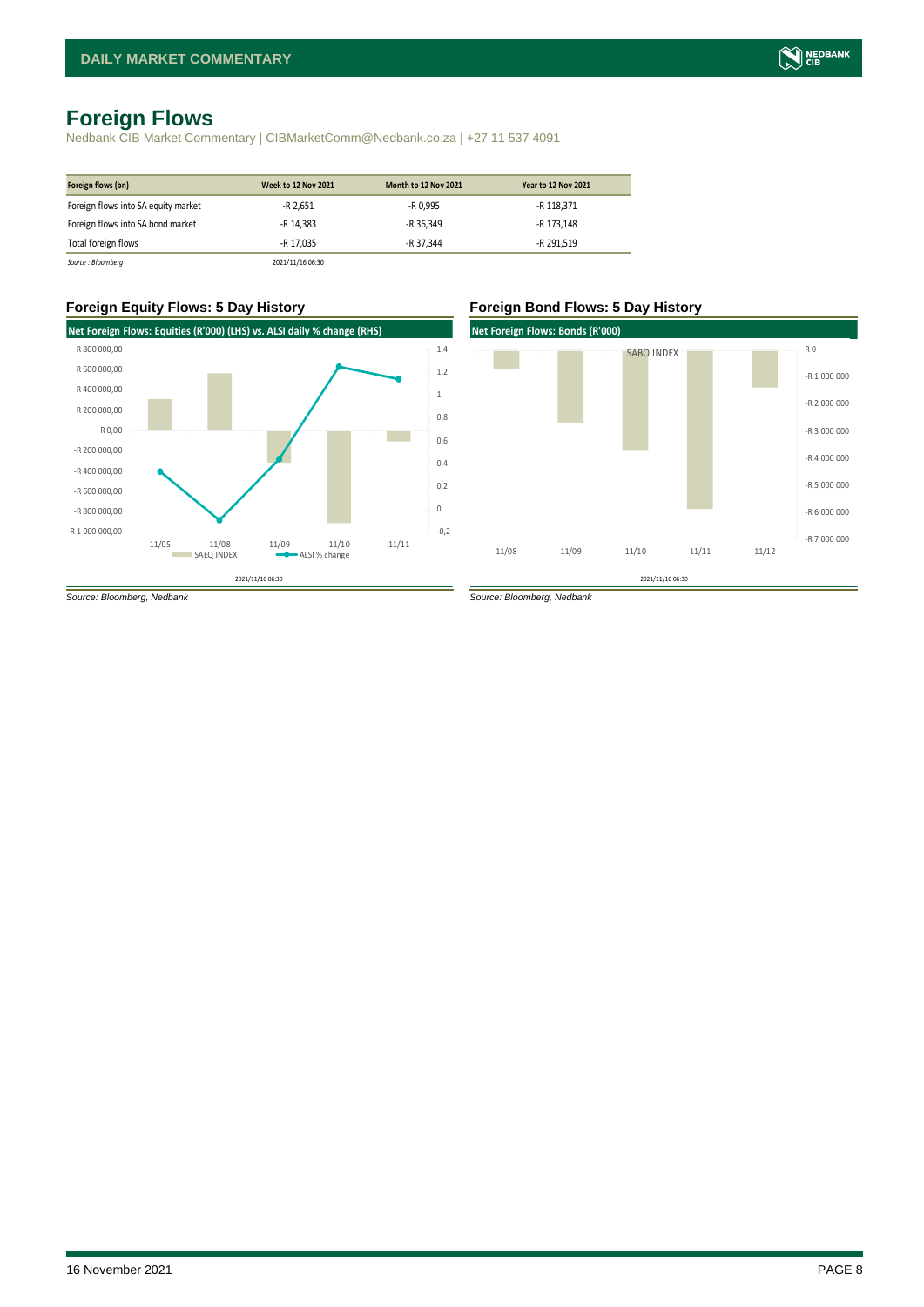# Foreign Flows

Nedbank CIB Market Commentary | CIBMarketComm@Nedbank.co.za | +27 11 537 4091

| Foreign flows (bn) | Week to 12 Nov 2021 | Month to 12 Nov 2021 | Year to 12 Nov 2021 |
|---|---|---|---|
| Foreign flows into SA equity market | -R 2,651 | -R 0,995 | -R 118,371 |
| Foreign flows into SA bond market | -R 14,383 | -R 36,349 | -R 173,148 |
| Total foreign flows | -R 17,035 | -R 37,344 | -R 291,519 |

*Source : Bloomberg* 2021/11/16 06:30

### Foreign Equity Flows: 5 Day History

Net Foreign Flows: Equities (R'000) (LHS) vs. ALSI daily % change (RHS)

2021/11/16 06:30

*Source: Bloomberg, Nedbank*

### Foreign Bond Flows: 5 Day History

Net Foreign Flows: Bonds (R'000)

2021/11/16 06:30

*Source: Bloomberg, Nedbank*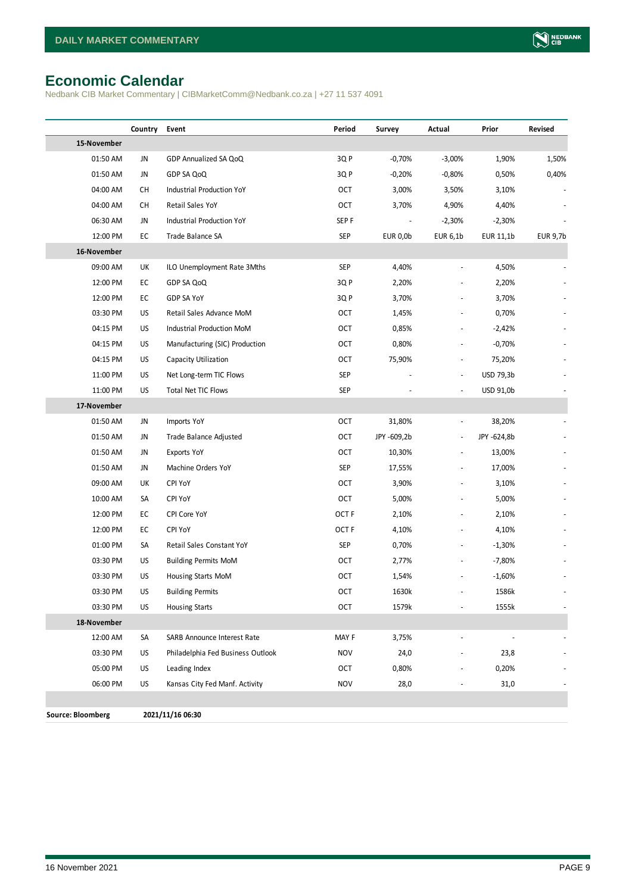# Economic Calendar

Nedbank CIB Market Commentary | CIBMarketComm@Nedbank.co.za | +27 11 537 4091

| | Country | Event | Period | Survey | Actual | Prior | Revised |
|---|---|---|---|---|---|---|---|
| **15-November** | | | | | | | |
| 01:50 AM | JN | GDP Annualized SA QoQ | 3Q P | -0,70% | -3,00% | 1,90% | 1,50% |
| 01:50 AM | JN | GDP SA QoQ | 3Q P | -0,20% | -0,80% | 0,50% | 0,40% |
| 04:00 AM | CH | Industrial Production YoY | OCT | 3,00% | 3,50% | 3,10% | - |
| 04:00 AM | CH | Retail Sales YoY | OCT | 3,70% | 4,90% | 4,40% | - |
| 06:30 AM | JN | Industrial Production YoY | SEP F | - | -2,30% | -2,30% | - |
| 12:00 PM | EC | Trade Balance SA | SEP | EUR 0,0b | EUR 6,1b | EUR 11,1b | EUR 9,7b |
| **16-November** | | | | | | | |
| 09:00 AM | UK | ILO Unemployment Rate 3Mths | SEP | 4,40% | - | 4,50% | - |
| 12:00 PM | EC | GDP SA QoQ | 3Q P | 2,20% | - | 2,20% | - |
| 12:00 PM | EC | GDP SA YoY | 3Q P | 3,70% | - | 3,70% | - |
| 03:30 PM | US | Retail Sales Advance MoM | OCT | 1,45% | - | 0,70% | - |
| 04:15 PM | US | Industrial Production MoM | OCT | 0,85% | - | -2,42% | - |
| 04:15 PM | US | Manufacturing (SIC) Production | OCT | 0,80% | - | -0,70% | - |
| 04:15 PM | US | Capacity Utilization | OCT | 75,90% | - | 75,20% | - |
| 11:00 PM | US | Net Long-term TIC Flows | SEP | - | - | USD 79,3b | - |
| 11:00 PM | US | Total Net TIC Flows | SEP | - | - | USD 91,0b | - |
| **17-November** | | | | | | | |
| 01:50 AM | JN | Imports YoY | OCT | 31,80% | - | 38,20% | - |
| 01:50 AM | JN | Trade Balance Adjusted | OCT | JPY -609,2b | - | JPY -624,8b | - |
| 01:50 AM | JN | Exports YoY | OCT | 10,30% | - | 13,00% | - |
| 01:50 AM | JN | Machine Orders YoY | SEP | 17,55% | - | 17,00% | - |
| 09:00 AM | UK | CPI YoY | OCT | 3,90% | - | 3,10% | - |
| 10:00 AM | SA | CPI YoY | OCT | 5,00% | - | 5,00% | - |
| 12:00 PM | EC | CPI Core YoY | OCT F | 2,10% | - | 2,10% | - |
| 12:00 PM | EC | CPI YoY | OCT F | 4,10% | - | 4,10% | - |
| 01:00 PM | SA | Retail Sales Constant YoY | SEP | 0,70% | - | -1,30% | - |
| 03:30 PM | US | Building Permits MoM | OCT | 2,77% | - | -7,80% | - |
| 03:30 PM | US | Housing Starts MoM | OCT | 1,54% | - | -1,60% | - |
| 03:30 PM | US | Building Permits | OCT | 1630k | - | 1586k | - |
| 03:30 PM | US | Housing Starts | OCT | 1579k | - | 1555k | - |
| **18-November** | | | | | | | |
| 12:00 AM | SA | SARB Announce Interest Rate | MAY F | 3,75% | - | - | - |
| 03:30 PM | US | Philadelphia Fed Business Outlook | NOV | 24,0 | - | 23,8 | - |
| 05:00 PM | US | Leading Index | OCT | 0,80% | - | 0,20% | - |
| 06:00 PM | US | Kansas City Fed Manf. Activity | NOV | 28,0 | - | 31,0 | - |

**Source: Bloomberg** **2021/11/16 06:30**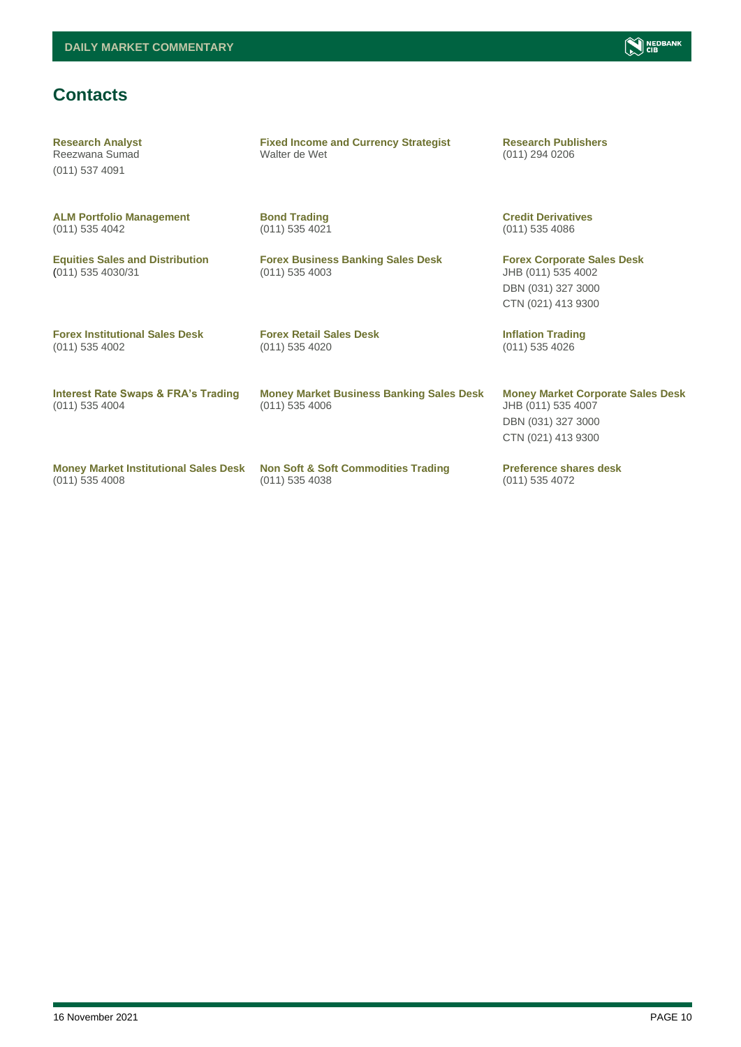## Contacts

**Research Analyst**
Reezwana Sumad
(011) 537 4091

**Fixed Income and Currency Strategist**
Walter de Wet

**Research Publishers**
(011) 294 0206

**ALM Portfolio Management**
(011) 535 4042

**Bond Trading**
(011) 535 4021

**Credit Derivatives**
(011) 535 4086

**Equities Sales and Distribution**
(011) 535 4030/31

**Forex Business Banking Sales Desk**
(011) 535 4003

**Forex Corporate Sales Desk**
JHB (011) 535 4002
DBN (031) 327 3000
CTN (021) 413 9300

**Forex Institutional Sales Desk**
(011) 535 4002

**Forex Retail Sales Desk**
(011) 535 4020

**Inflation Trading**
(011) 535 4026

**Interest Rate Swaps & FRA's Trading**
(011) 535 4004

**Money Market Business Banking Sales Desk**
(011) 535 4006

**Money Market Corporate Sales Desk**
JHB (011) 535 4007
DBN (031) 327 3000
CTN (021) 413 9300

**Money Market Institutional Sales Desk**
(011) 535 4008

**Non Soft & Soft Commodities Trading**
(011) 535 4038

**Preference shares desk**
(011) 535 4072